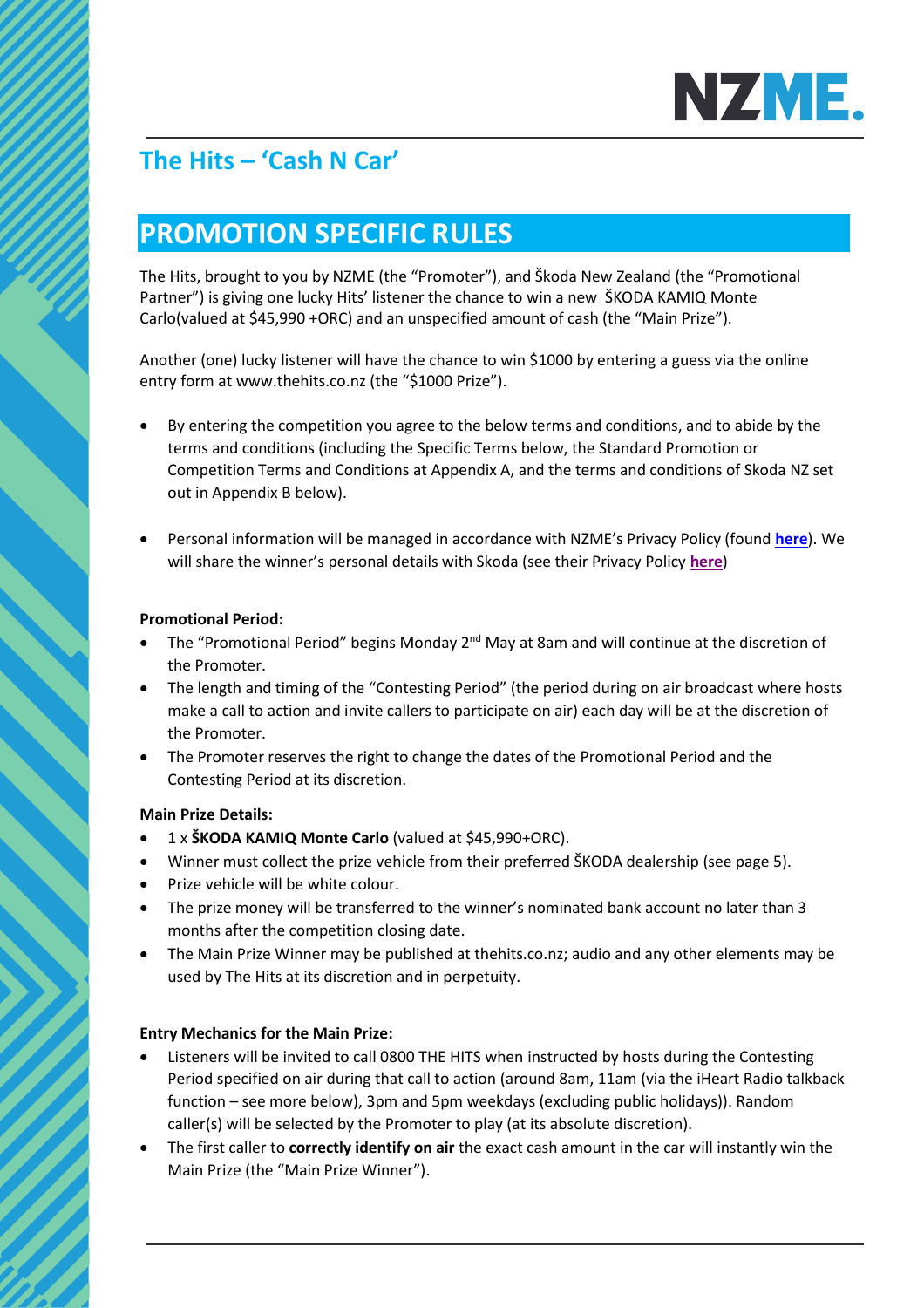## The Hits – 'Cash N Car'

# PROMOTION SPECIFIC RULES

The Hits, brought to you by NZME (the "Promoter"), and Škoda New Zealand (the "Promotional Partner") is giving one lucky Hits' listener the chance to win a new ŠKODA KAMIQ Monte Carlo(valued at $45,990 +ORC) and an unspecified amount of cash (the "Main Prize").

Another (one) lucky listener will have the chance to win $1000 by entering a guess via the online entry form at www.thehits.co.nz (the "$1000 Prize").

- By entering the competition you agree to the below terms and conditions, and to abide by the terms and conditions (including the Specific Terms below, the Standard Promotion or Competition Terms and Conditions at Appendix A, and the terms and conditions of Skoda NZ set out in Appendix B below).
- Personal information will be managed in accordance with NZME's Privacy Policy (found **here**). We will share the winner's personal details with Skoda (see their Privacy Policy **here**)

**Promotional Period:**

- The "Promotional Period" begins Monday 2nd May at 8am and will continue at the discretion of the Promoter.
- The length and timing of the "Contesting Period" (the period during on air broadcast where hosts make a call to action and invite callers to participate on air) each day will be at the discretion of the Promoter.
- The Promoter reserves the right to change the dates of the Promotional Period and the Contesting Period at its discretion.

**Main Prize Details:**

- 1 x **ŠKODA KAMIQ Monte Carlo** (valued at $45,990+ORC).
- Winner must collect the prize vehicle from their preferred ŠKODA dealership (see page 5).
- Prize vehicle will be white colour.
- The prize money will be transferred to the winner's nominated bank account no later than 3 months after the competition closing date.
- The Main Prize Winner may be published at thehits.co.nz; audio and any other elements may be used by The Hits at its discretion and in perpetuity.

**Entry Mechanics for the Main Prize:**

- Listeners will be invited to call 0800 THE HITS when instructed by hosts during the Contesting Period specified on air during that call to action (around 8am, 11am (via the iHeart Radio talkback function – see more below), 3pm and 5pm weekdays (excluding public holidays)). Random caller(s) will be selected by the Promoter to play (at its absolute discretion).
- The first caller to **correctly identify on air** the exact cash amount in the car will instantly win the Main Prize (the "Main Prize Winner").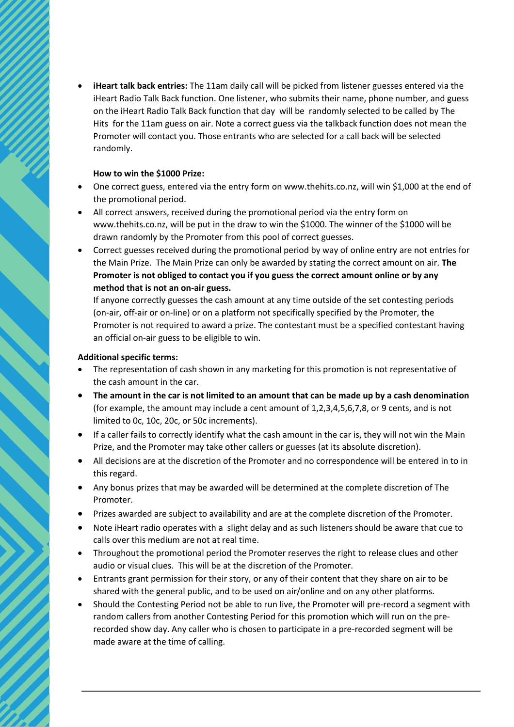- **iHeart talk back entries:** The 11am daily call will be picked from listener guesses entered via the iHeart Radio Talk Back function. One listener, who submits their name, phone number, and guess on the iHeart Radio Talk Back function that day will be randomly selected to be called by The Hits for the 11am guess on air. Note a correct guess via the talkback function does not mean the Promoter will contact you. Those entrants who are selected for a call back will be selected randomly.

**How to win the $1000 Prize:**

- One correct guess, entered via the entry form on www.thehits.co.nz, will win $1,000 at the end of the promotional period.
- All correct answers, received during the promotional period via the entry form on www.thehits.co.nz, will be put in the draw to win the $1000. The winner of the $1000 will be drawn randomly by the Promoter from this pool of correct guesses.
- Correct guesses received during the promotional period by way of online entry are not entries for the Main Prize. The Main Prize can only be awarded by stating the correct amount on air. **The Promoter is not obliged to contact you if you guess the correct amount online or by any method that is not an on-air guess.**

  If anyone correctly guesses the cash amount at any time outside of the set contesting periods (on-air, off-air or on-line) or on a platform not specifically specified by the Promoter, the Promoter is not required to award a prize. The contestant must be a specified contestant having an official on-air guess to be eligible to win.

**Additional specific terms:**

- The representation of cash shown in any marketing for this promotion is not representative of the cash amount in the car.
- **The amount in the car is not limited to an amount that can be made up by a cash denomination** (for example, the amount may include a cent amount of 1,2,3,4,5,6,7,8, or 9 cents, and is not limited to 0c, 10c, 20c, or 50c increments).
- If a caller fails to correctly identify what the cash amount in the car is, they will not win the Main Prize, and the Promoter may take other callers or guesses (at its absolute discretion).
- All decisions are at the discretion of the Promoter and no correspondence will be entered in to in this regard.
- Any bonus prizes that may be awarded will be determined at the complete discretion of The Promoter.
- Prizes awarded are subject to availability and are at the complete discretion of the Promoter.
- Note iHeart radio operates with a slight delay and as such listeners should be aware that cue to calls over this medium are not at real time.
- Throughout the promotional period the Promoter reserves the right to release clues and other audio or visual clues. This will be at the discretion of the Promoter.
- Entrants grant permission for their story, or any of their content that they share on air to be shared with the general public, and to be used on air/online and on any other platforms.
- Should the Contesting Period not be able to run live, the Promoter will pre-record a segment with random callers from another Contesting Period for this promotion which will run on the pre-recorded show day. Any caller who is chosen to participate in a pre-recorded segment will be made aware at the time of calling.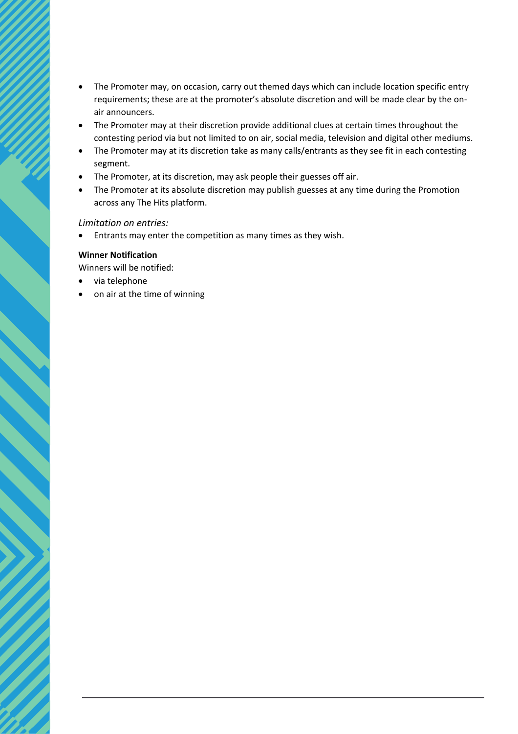- The Promoter may, on occasion, carry out themed days which can include location specific entry requirements; these are at the promoter's absolute discretion and will be made clear by the on-air announcers.
- The Promoter may at their discretion provide additional clues at certain times throughout the contesting period via but not limited to on air, social media, television and digital other mediums.
- The Promoter may at its discretion take as many calls/entrants as they see fit in each contesting segment.
- The Promoter, at its discretion, may ask people their guesses off air.
- The Promoter at its absolute discretion may publish guesses at any time during the Promotion across any The Hits platform.

*Limitation on entries:*

- Entrants may enter the competition as many times as they wish.

**Winner Notification**

Winners will be notified:

- via telephone
- on air at the time of winning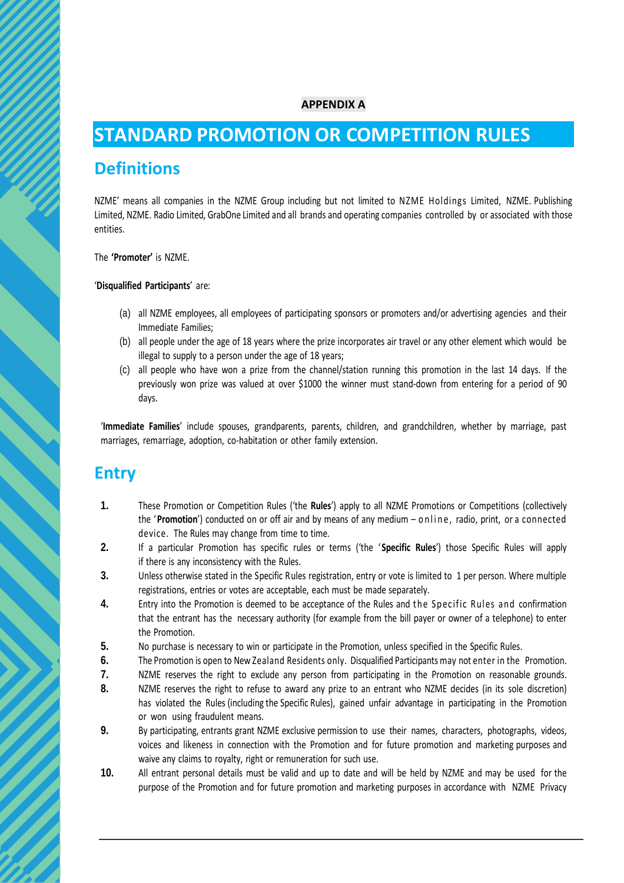**APPENDIX A**

# STANDARD PROMOTION OR COMPETITION RULES

## Definitions

NZME' means all companies in the NZME Group including but not limited to NZME Holdings Limited, NZME. Publishing Limited, NZME. Radio Limited, GrabOne Limited and all brands and operating companies controlled by or associated with those entities.

The **'Promoter'** is NZME.

'**Disqualified Participants**' are:

(a) all NZME employees, all employees of participating sponsors or promoters and/or advertising agencies and their Immediate Families;

(b) all people under the age of 18 years where the prize incorporates air travel or any other element which would be illegal to supply to a person under the age of 18 years;

(c) all people who have won a prize from the channel/station running this promotion in the last 14 days. If the previously won prize was valued at over $1000 the winner must stand-down from entering for a period of 90 days.

'**Immediate Families**' include spouses, grandparents, parents, children, and grandchildren, whether by marriage, past marriages, remarriage, adoption, co-habitation or other family extension.

## Entry

**1.** These Promotion or Competition Rules ('the **Rules**') apply to all NZME Promotions or Competitions (collectively the '**Promotion**') conducted on or off air and by means of any medium – online, radio, print, or a connected device. The Rules may change from time to time.

**2.** If a particular Promotion has specific rules or terms ('the '**Specific Rules**') those Specific Rules will apply if there is any inconsistency with the Rules.

**3.** Unless otherwise stated in the Specific Rules registration, entry or vote is limited to 1 per person. Where multiple registrations, entries or votes are acceptable, each must be made separately.

**4.** Entry into the Promotion is deemed to be acceptance of the Rules and the Specific Rules and confirmation that the entrant has the necessary authority (for example from the bill payer or owner of a telephone) to enter the Promotion.

**5.** No purchase is necessary to win or participate in the Promotion, unless specified in the Specific Rules.

**6.** The Promotion is open to New Zealand Residents only. Disqualified Participants may not enter in the Promotion.

**7.** NZME reserves the right to exclude any person from participating in the Promotion on reasonable grounds.

**8.** NZME reserves the right to refuse to award any prize to an entrant who NZME decides (in its sole discretion) has violated the Rules (including the Specific Rules), gained unfair advantage in participating in the Promotion or won using fraudulent means.

**9.** By participating, entrants grant NZME exclusive permission to use their names, characters, photographs, videos, voices and likeness in connection with the Promotion and for future promotion and marketing purposes and waive any claims to royalty, right or remuneration for such use.

**10.** All entrant personal details must be valid and up to date and will be held by NZME and may be used for the purpose of the Promotion and for future promotion and marketing purposes in accordance with NZME Privacy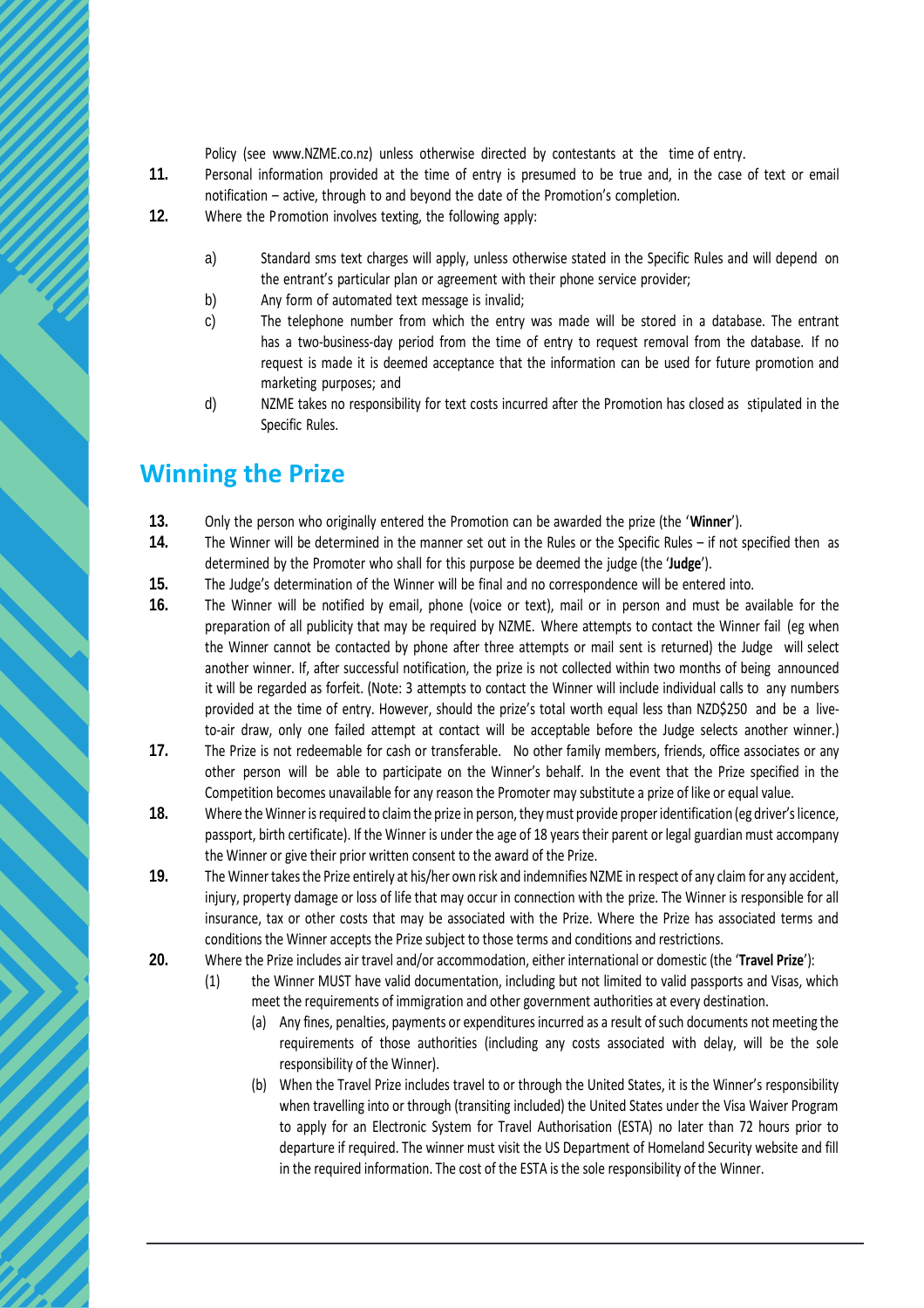Policy (see www.NZME.co.nz) unless otherwise directed by contestants at the time of entry.

**11.** Personal information provided at the time of entry is presumed to be true and, in the case of text or email notification – active, through to and beyond the date of the Promotion's completion.

**12.** Where the Promotion involves texting, the following apply:

a) Standard sms text charges will apply, unless otherwise stated in the Specific Rules and will depend on the entrant's particular plan or agreement with their phone service provider;

b) Any form of automated text message is invalid;

c) The telephone number from which the entry was made will be stored in a database. The entrant has a two-business-day period from the time of entry to request removal from the database. If no request is made it is deemed acceptance that the information can be used for future promotion and marketing purposes; and

d) NZME takes no responsibility for text costs incurred after the Promotion has closed as stipulated in the Specific Rules.

## Winning the Prize

**13.** Only the person who originally entered the Promotion can be awarded the prize (the '**Winner**').

**14.** The Winner will be determined in the manner set out in the Rules or the Specific Rules – if not specified then as determined by the Promoter who shall for this purpose be deemed the judge (the '**Judge**').

**15.** The Judge's determination of the Winner will be final and no correspondence will be entered into.

**16.** The Winner will be notified by email, phone (voice or text), mail or in person and must be available for the preparation of all publicity that may be required by NZME. Where attempts to contact the Winner fail (eg when the Winner cannot be contacted by phone after three attempts or mail sent is returned) the Judge will select another winner. If, after successful notification, the prize is not collected within two months of being announced it will be regarded as forfeit. (Note: 3 attempts to contact the Winner will include individual calls to any numbers provided at the time of entry. However, should the prize's total worth equal less than NZD$250 and be a live-to-air draw, only one failed attempt at contact will be acceptable before the Judge selects another winner.)

**17.** The Prize is not redeemable for cash or transferable. No other family members, friends, office associates or any other person will be able to participate on the Winner's behalf. In the event that the Prize specified in the Competition becomes unavailable for any reason the Promoter may substitute a prize of like or equal value.

**18.** Where the Winner is required to claim the prize in person, they must provide proper identification (eg driver's licence, passport, birth certificate). If the Winner is under the age of 18 years their parent or legal guardian must accompany the Winner or give their prior written consent to the award of the Prize.

**19.** The Winner takes the Prize entirely at his/her own risk and indemnifies NZME in respect of any claim for any accident, injury, property damage or loss of life that may occur in connection with the prize. The Winner is responsible for all insurance, tax or other costs that may be associated with the Prize. Where the Prize has associated terms and conditions the Winner accepts the Prize subject to those terms and conditions and restrictions.

**20.** Where the Prize includes air travel and/or accommodation, either international or domestic (the '**Travel Prize**'):

(1) the Winner MUST have valid documentation, including but not limited to valid passports and Visas, which meet the requirements of immigration and other government authorities at every destination.

(a) Any fines, penalties, payments or expenditures incurred as a result of such documents not meeting the requirements of those authorities (including any costs associated with delay, will be the sole responsibility of the Winner).

(b) When the Travel Prize includes travel to or through the United States, it is the Winner's responsibility when travelling into or through (transiting included) the United States under the Visa Waiver Program to apply for an Electronic System for Travel Authorisation (ESTA) no later than 72 hours prior to departure if required. The winner must visit the US Department of Homeland Security website and fill in the required information. The cost of the ESTA is the sole responsibility of the Winner.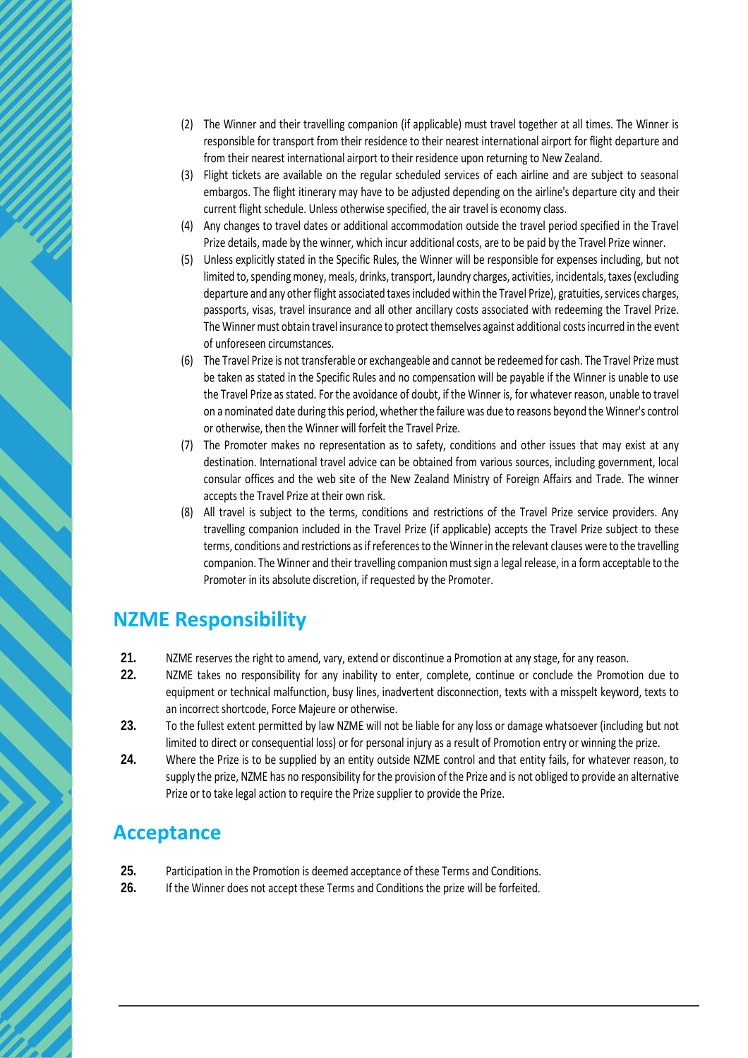(2) The Winner and their travelling companion (if applicable) must travel together at all times. The Winner is responsible for transport from their residence to their nearest international airport for flight departure and from their nearest international airport to their residence upon returning to New Zealand.

(3) Flight tickets are available on the regular scheduled services of each airline and are subject to seasonal embargos. The flight itinerary may have to be adjusted depending on the airline's departure city and their current flight schedule. Unless otherwise specified, the air travel is economy class.

(4) Any changes to travel dates or additional accommodation outside the travel period specified in the Travel Prize details, made by the winner, which incur additional costs, are to be paid by the Travel Prize winner.

(5) Unless explicitly stated in the Specific Rules, the Winner will be responsible for expenses including, but not limited to, spending money, meals, drinks, transport, laundry charges, activities, incidentals, taxes (excluding departure and any other flight associated taxes included within the Travel Prize), gratuities, services charges, passports, visas, travel insurance and all other ancillary costs associated with redeeming the Travel Prize. The Winner must obtain travel insurance to protect themselves against additional costs incurred in the event of unforeseen circumstances.

(6) The Travel Prize is not transferable or exchangeable and cannot be redeemed for cash. The Travel Prize must be taken as stated in the Specific Rules and no compensation will be payable if the Winner is unable to use the Travel Prize as stated. For the avoidance of doubt, if the Winner is, for whatever reason, unable to travel on a nominated date during this period, whether the failure was due to reasons beyond the Winner's control or otherwise, then the Winner will forfeit the Travel Prize.

(7) The Promoter makes no representation as to safety, conditions and other issues that may exist at any destination. International travel advice can be obtained from various sources, including government, local consular offices and the web site of the New Zealand Ministry of Foreign Affairs and Trade. The winner accepts the Travel Prize at their own risk.

(8) All travel is subject to the terms, conditions and restrictions of the Travel Prize service providers. Any travelling companion included in the Travel Prize (if applicable) accepts the Travel Prize subject to these terms, conditions and restrictions as if references to the Winner in the relevant clauses were to the travelling companion. The Winner and their travelling companion must sign a legal release, in a form acceptable to the Promoter in its absolute discretion, if requested by the Promoter.

## NZME Responsibility

**21.** NZME reserves the right to amend, vary, extend or discontinue a Promotion at any stage, for any reason.

**22.** NZME takes no responsibility for any inability to enter, complete, continue or conclude the Promotion due to equipment or technical malfunction, busy lines, inadvertent disconnection, texts with a misspelt keyword, texts to an incorrect shortcode, Force Majeure or otherwise.

**23.** To the fullest extent permitted by law NZME will not be liable for any loss or damage whatsoever (including but not limited to direct or consequential loss) or for personal injury as a result of Promotion entry or winning the prize.

**24.** Where the Prize is to be supplied by an entity outside NZME control and that entity fails, for whatever reason, to supply the prize, NZME has no responsibility for the provision of the Prize and is not obliged to provide an alternative Prize or to take legal action to require the Prize supplier to provide the Prize.

## Acceptance

**25.** Participation in the Promotion is deemed acceptance of these Terms and Conditions.

**26.** If the Winner does not accept these Terms and Conditions the prize will be forfeited.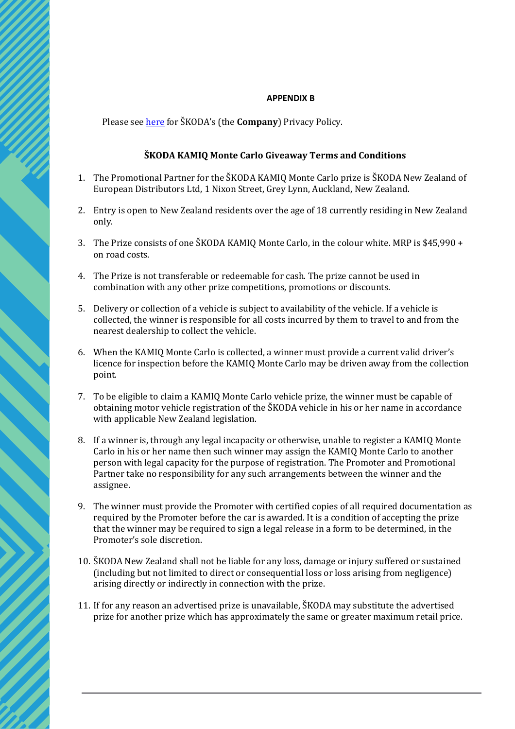**APPENDIX B**

Please see here for ŠKODA's (the **Company**) Privacy Policy.

## ŠKODA KAMIQ Monte Carlo Giveaway Terms and Conditions

1. The Promotional Partner for the ŠKODA KAMIQ Monte Carlo prize is ŠKODA New Zealand of European Distributors Ltd, 1 Nixon Street, Grey Lynn, Auckland, New Zealand.

2. Entry is open to New Zealand residents over the age of 18 currently residing in New Zealand only.

3. The Prize consists of one ŠKODA KAMIQ Monte Carlo, in the colour white. MRP is $45,990 + on road costs.

4. The Prize is not transferable or redeemable for cash. The prize cannot be used in combination with any other prize competitions, promotions or discounts.

5. Delivery or collection of a vehicle is subject to availability of the vehicle. If a vehicle is collected, the winner is responsible for all costs incurred by them to travel to and from the nearest dealership to collect the vehicle.

6. When the KAMIQ Monte Carlo is collected, a winner must provide a current valid driver's licence for inspection before the KAMIQ Monte Carlo may be driven away from the collection point.

7. To be eligible to claim a KAMIQ Monte Carlo vehicle prize, the winner must be capable of obtaining motor vehicle registration of the ŠKODA vehicle in his or her name in accordance with applicable New Zealand legislation.

8. If a winner is, through any legal incapacity or otherwise, unable to register a KAMIQ Monte Carlo in his or her name then such winner may assign the KAMIQ Monte Carlo to another person with legal capacity for the purpose of registration. The Promoter and Promotional Partner take no responsibility for any such arrangements between the winner and the assignee.

9. The winner must provide the Promoter with certified copies of all required documentation as required by the Promoter before the car is awarded. It is a condition of accepting the prize that the winner may be required to sign a legal release in a form to be determined, in the Promoter's sole discretion.

10. ŠKODA New Zealand shall not be liable for any loss, damage or injury suffered or sustained (including but not limited to direct or consequential loss or loss arising from negligence) arising directly or indirectly in connection with the prize.

11. If for any reason an advertised prize is unavailable, ŠKODA may substitute the advertised prize for another prize which has approximately the same or greater maximum retail price.